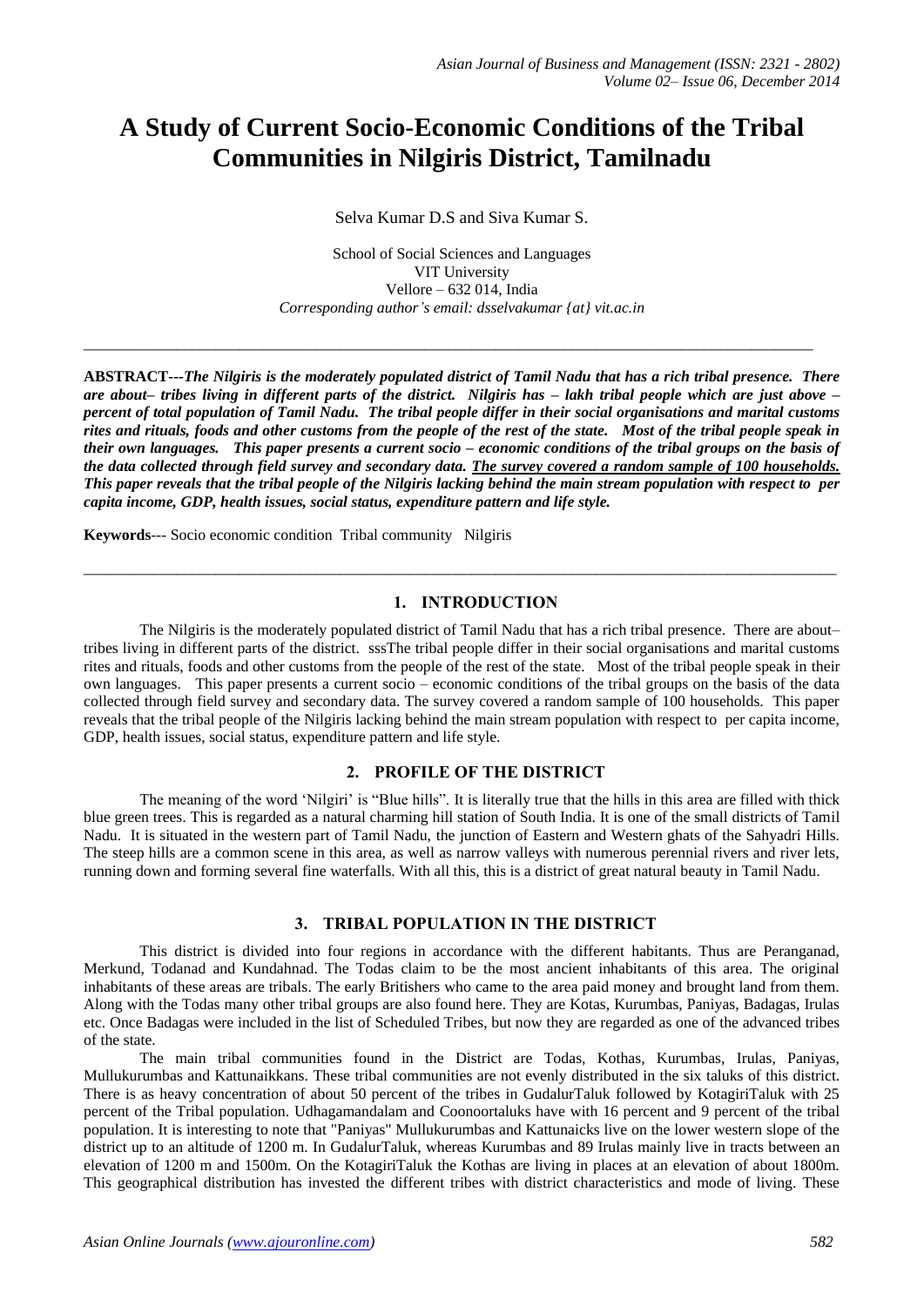# A Study of Current Socio-Economic Conditions of the Tribal Communities in Nilgiris District, Tamilnadu

Selva Kumar D.S and Siva Kumar S.

School of Social Sciences and Languages
VIT University
Vellore – 632 014, India
*Corresponding author's email: dsselvakumar {at} vit.ac.in*

---

**ABSTRACT---*The Nilgiris is the moderately populated district of Tamil Nadu that has a rich tribal presence. There are about– tribes living in different parts of the district. Nilgiris has – lakh tribal people which are just above – percent of total population of Tamil Nadu. The tribal people differ in their social organisations and marital customs rites and rituals, foods and other customs from the people of the rest of the state. Most of the tribal people speak in their own languages. This paper presents a current socio – economic conditions of the tribal groups on the basis of the data collected through field survey and secondary data. <u>The survey covered a random sample of 100 households.</u> This paper reveals that the tribal people of the Nilgiris lacking behind the main stream population with respect to per capita income, GDP, health issues, social status, expenditure pattern and life style.***

**Keywords**--- Socio economic condition Tribal community Nilgiris

---

## 1. INTRODUCTION

The Nilgiris is the moderately populated district of Tamil Nadu that has a rich tribal presence. There are about– tribes living in different parts of the district. sssThe tribal people differ in their social organisations and marital customs rites and rituals, foods and other customs from the people of the rest of the state. Most of the tribal people speak in their own languages. This paper presents a current socio – economic conditions of the tribal groups on the basis of the data collected through field survey and secondary data. The survey covered a random sample of 100 households. This paper reveals that the tribal people of the Nilgiris lacking behind the main stream population with respect to per capita income, GDP, health issues, social status, expenditure pattern and life style.

## 2. PROFILE OF THE DISTRICT

The meaning of the word 'Nilgiri' is "Blue hills". It is literally true that the hills in this area are filled with thick blue green trees. This is regarded as a natural charming hill station of South India. It is one of the small districts of Tamil Nadu. It is situated in the western part of Tamil Nadu, the junction of Eastern and Western ghats of the Sahyadri Hills. The steep hills are a common scene in this area, as well as narrow valleys with numerous perennial rivers and river lets, running down and forming several fine waterfalls. With all this, this is a district of great natural beauty in Tamil Nadu.

## 3. TRIBAL POPULATION IN THE DISTRICT

This district is divided into four regions in accordance with the different habitants. Thus are Peranganad, Merkund, Todanad and Kundahnad. The Todas claim to be the most ancient inhabitants of this area. The original inhabitants of these areas are tribals. The early Britishers who came to the area paid money and brought land from them. Along with the Todas many other tribal groups are also found here. They are Kotas, Kurumbas, Paniyas, Badagas, Irulas etc. Once Badagas were included in the list of Scheduled Tribes, but now they are regarded as one of the advanced tribes of the state.

The main tribal communities found in the District are Todas, Kothas, Kurumbas, Irulas, Paniyas, Mullukurumbas and Kattunaikkans. These tribal communities are not evenly distributed in the six taluks of this district. There is as heavy concentration of about 50 percent of the tribes in GudalurTaluk followed by KotagiriTaluk with 25 percent of the Tribal population. Udhagamandalam and Coonoortaluks have with 16 percent and 9 percent of the tribal population. It is interesting to note that "Paniyas" Mullukurumbas and Kattunaicks live on the lower western slope of the district up to an altitude of 1200 m. In GudalurTaluk, whereas Kurumbas and 89 Irulas mainly live in tracts between an elevation of 1200 m and 1500m. On the KotagiriTaluk the Kothas are living in places at an elevation of about 1800m. This geographical distribution has invested the different tribes with district characteristics and mode of living. These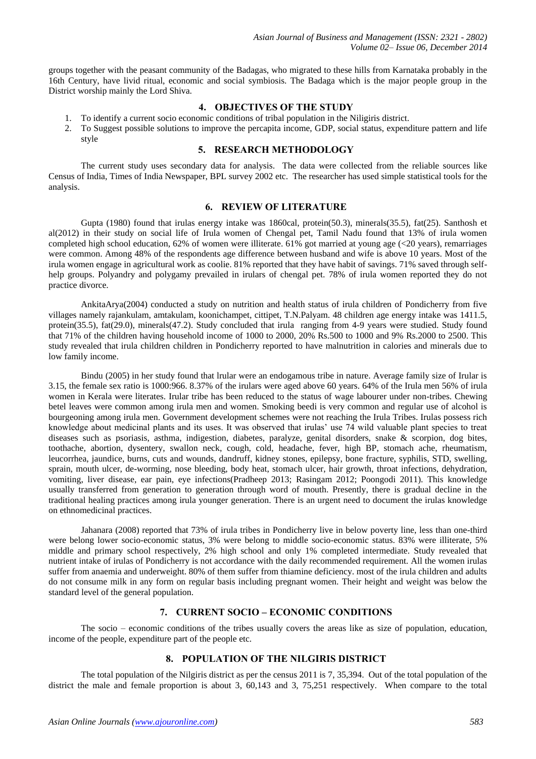groups together with the peasant community of the Badagas, who migrated to these hills from Karnataka probably in the 16th Century, have livid ritual, economic and social symbiosis. The Badaga which is the major people group in the District worship mainly the Lord Shiva.

## 4. OBJECTIVES OF THE STUDY

1. To identify a current socio economic conditions of tribal population in the Niligiris district.
2. To Suggest possible solutions to improve the percapita income, GDP, social status, expenditure pattern and life style

## 5. RESEARCH METHODOLOGY

The current study uses secondary data for analysis. The data were collected from the reliable sources like Census of India, Times of India Newspaper, BPL survey 2002 etc. The researcher has used simple statistical tools for the analysis.

## 6. REVIEW OF LITERATURE

Gupta (1980) found that irulas energy intake was 1860cal, protein(50.3), minerals(35.5), fat(25). Santhosh et al(2012) in their study on social life of Irula women of Chengal pet, Tamil Nadu found that 13% of irula women completed high school education, 62% of women were illiterate. 61% got married at young age (<20 years), remarriages were common. Among 48% of the respondents age difference between husband and wife is above 10 years. Most of the irula women engage in agricultural work as coolie. 81% reported that they have habit of savings. 71% saved through self-help groups. Polyandry and polygamy prevailed in irulars of chengal pet. 78% of irula women reported they do not practice divorce.

AnkitaArya(2004) conducted a study on nutrition and health status of irula children of Pondicherry from five villages namely rajankulam, amtakulam, koonichampet, cittipet, T.N.Palyam. 48 children age energy intake was 1411.5, protein(35.5), fat(29.0), minerals(47.2). Study concluded that irula ranging from 4-9 years were studied. Study found that 71% of the children having household income of 1000 to 2000, 20% Rs.500 to 1000 and 9% Rs.2000 to 2500. This study revealed that irula children children in Pondicherry reported to have malnutrition in calories and minerals due to low family income.

Bindu (2005) in her study found that lrular were an endogamous tribe in nature. Average family size of Irular is 3.15, the female sex ratio is 1000:966. 8.37% of the irulars were aged above 60 years. 64% of the Irula men 56% of irula women in Kerala were literates. Irular tribe has been reduced to the status of wage labourer under non-tribes. Chewing betel leaves were common among irula men and women. Smoking beedi is very common and regular use of alcohol is bourgeoning among irula men. Government development schemes were not reaching the Irula Tribes. Irulas possess rich knowledge about medicinal plants and its uses. It was observed that irulas' use 74 wild valuable plant species to treat diseases such as psoriasis, asthma, indigestion, diabetes, paralyze, genital disorders, snake & scorpion, dog bites, toothache, abortion, dysentery, swallon neck, cough, cold, headache, fever, high BP, stomach ache, rheumatism, leucorrhea, jaundice, burns, cuts and wounds, dandruff, kidney stones, epilepsy, bone fracture, syphilis, STD, swelling, sprain, mouth ulcer, de-worming, nose bleeding, body heat, stomach ulcer, hair growth, throat infections, dehydration, vomiting, liver disease, ear pain, eye infections(Pradheep 2013; Rasingam 2012; Poongodi 2011). This knowledge usually transferred from generation to generation through word of mouth. Presently, there is gradual decline in the traditional healing practices among irula younger generation. There is an urgent need to document the irulas knowledge on ethnomedicinal practices.

Jahanara (2008) reported that 73% of irula tribes in Pondicherry live in below poverty line, less than one-third were belong lower socio-economic status, 3% were belong to middle socio-economic status. 83% were illiterate, 5% middle and primary school respectively, 2% high school and only 1% completed intermediate. Study revealed that nutrient intake of irulas of Pondicherry is not accordance with the daily recommended requirement. All the women irulas suffer from anaemia and underweight. 80% of them suffer from thiamine deficiency. most of the irula children and adults do not consume milk in any form on regular basis including pregnant women. Their height and weight was below the standard level of the general population.

## 7. CURRENT SOCIO – ECONOMIC CONDITIONS

The socio – economic conditions of the tribes usually covers the areas like as size of population, education, income of the people, expenditure part of the people etc.

## 8. POPULATION OF THE NILGIRIS DISTRICT

The total population of the Nilgiris district as per the census 2011 is 7, 35,394. Out of the total population of the district the male and female proportion is about 3, 60,143 and 3, 75,251 respectively. When compare to the total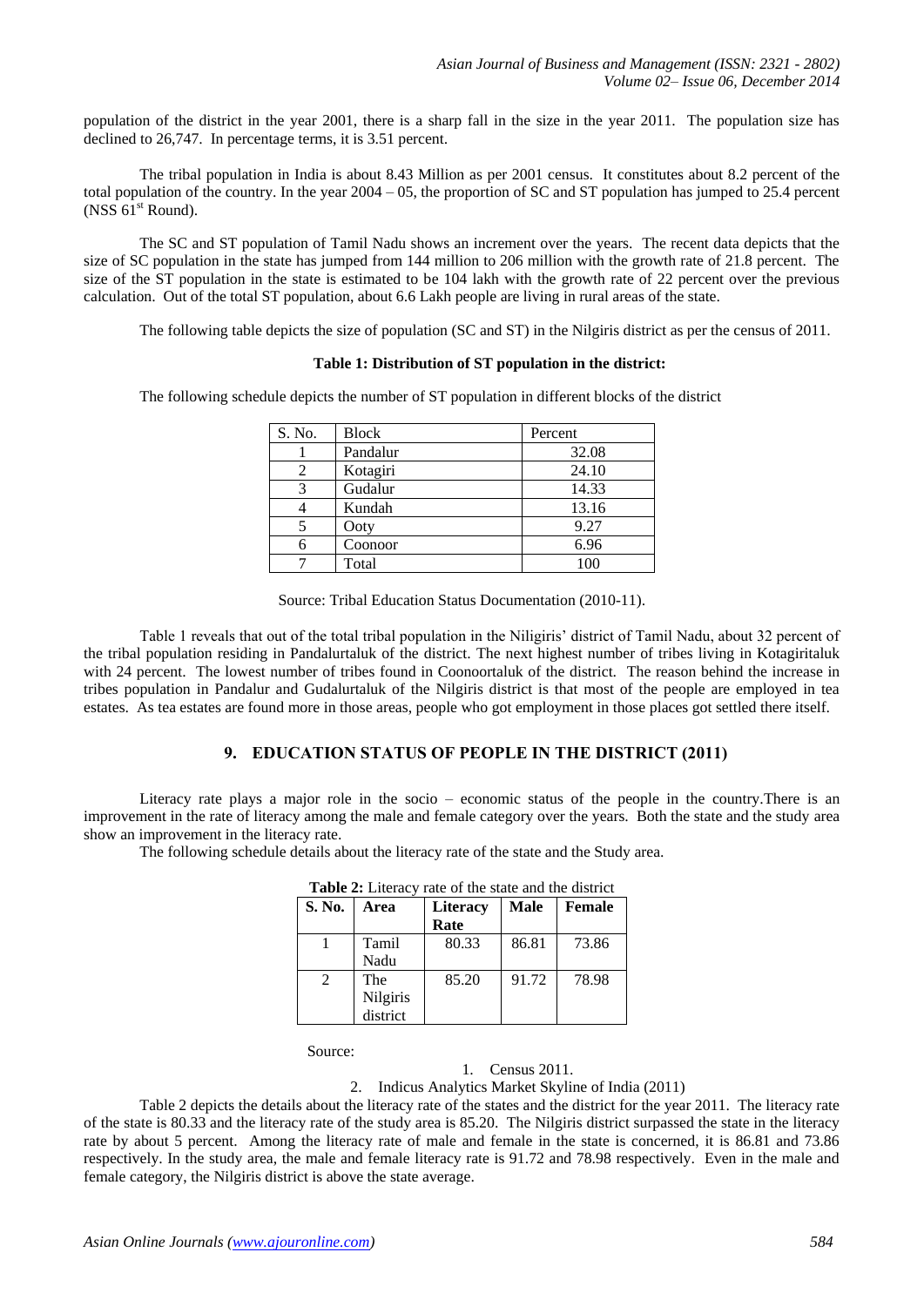population of the district in the year 2001, there is a sharp fall in the size in the year 2011. The population size has declined to 26,747. In percentage terms, it is 3.51 percent.

The tribal population in India is about 8.43 Million as per 2001 census. It constitutes about 8.2 percent of the total population of the country. In the year 2004 – 05, the proportion of SC and ST population has jumped to 25.4 percent (NSS 61st Round).

The SC and ST population of Tamil Nadu shows an increment over the years. The recent data depicts that the size of SC population in the state has jumped from 144 million to 206 million with the growth rate of 21.8 percent. The size of the ST population in the state is estimated to be 104 lakh with the growth rate of 22 percent over the previous calculation. Out of the total ST population, about 6.6 Lakh people are living in rural areas of the state.

The following table depicts the size of population (SC and ST) in the Nilgiris district as per the census of 2011.

**Table 1: Distribution of ST population in the district:**

The following schedule depicts the number of ST population in different blocks of the district

| S. No. | Block | Percent |
|---|---|---|
| 1 | Pandalur | 32.08 |
| 2 | Kotagiri | 24.10 |
| 3 | Gudalur | 14.33 |
| 4 | Kundah | 13.16 |
| 5 | Ooty | 9.27 |
| 6 | Coonoor | 6.96 |
| 7 | Total | 100 |

Source: Tribal Education Status Documentation (2010-11).

Table 1 reveals that out of the total tribal population in the Niligiris' district of Tamil Nadu, about 32 percent of the tribal population residing in Pandalurtaluk of the district. The next highest number of tribes living in Kotagiritaluk with 24 percent. The lowest number of tribes found in Coonoortaluk of the district. The reason behind the increase in tribes population in Pandalur and Gudalurtaluk of the Nilgiris district is that most of the people are employed in tea estates. As tea estates are found more in those areas, people who got employment in those places got settled there itself.

## 9. EDUCATION STATUS OF PEOPLE IN THE DISTRICT (2011)

Literacy rate plays a major role in the socio – economic status of the people in the country.There is an improvement in the rate of literacy among the male and female category over the years. Both the state and the study area show an improvement in the literacy rate.

The following schedule details about the literacy rate of the state and the Study area.

**Table 2:** Literacy rate of the state and the district

| S. No. | Area | Literacy Rate | Male | Female |
|---|---|---|---|---|
| 1 | Tamil Nadu | 80.33 | 86.81 | 73.86 |
| 2 | The Nilgiris district | 85.20 | 91.72 | 78.98 |

Source:

1. Census 2011.
2. Indicus Analytics Market Skyline of India (2011)

Table 2 depicts the details about the literacy rate of the states and the district for the year 2011. The literacy rate of the state is 80.33 and the literacy rate of the study area is 85.20. The Nilgiris district surpassed the state in the literacy rate by about 5 percent. Among the literacy rate of male and female in the state is concerned, it is 86.81 and 73.86 respectively. In the study area, the male and female literacy rate is 91.72 and 78.98 respectively. Even in the male and female category, the Nilgiris district is above the state average.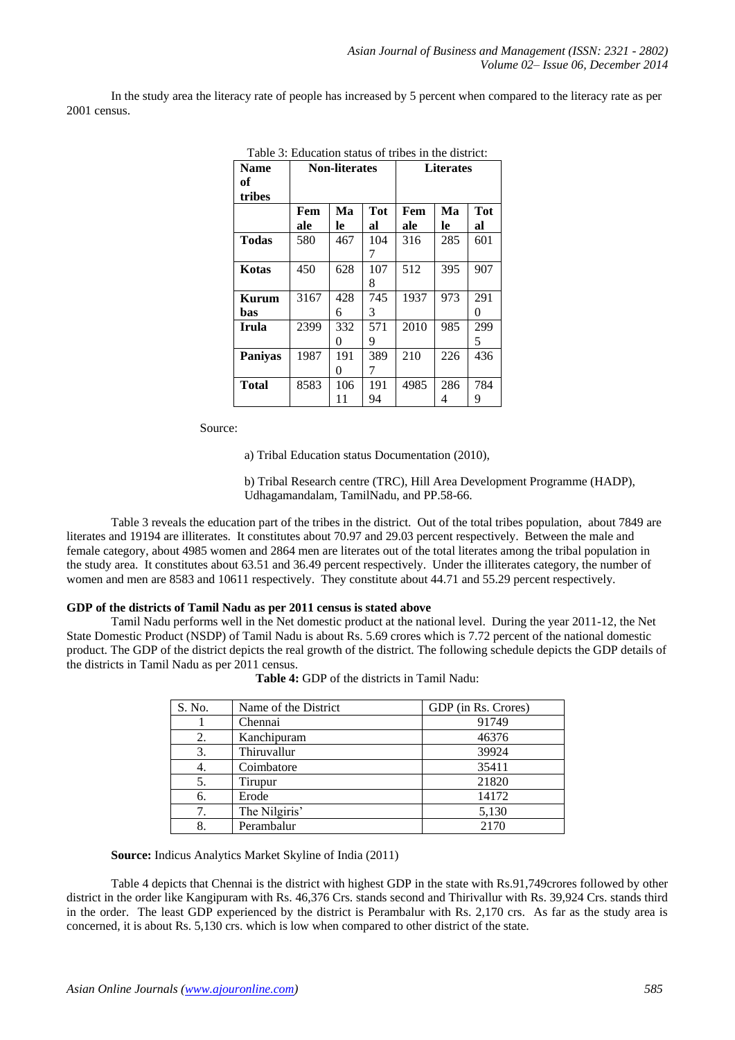In the study area the literacy rate of people has increased by 5 percent when compared to the literacy rate as per 2001 census.

Table 3: Education status of tribes in the district:

| Name of tribes | Non-literates | | | Literates | | |
|---|---|---|---|---|---|---|
| | Female | Male | Total | Female | Male | Total |
| **Todas** | 580 | 467 | 1047 | 316 | 285 | 601 |
| **Kotas** | 450 | 628 | 1078 | 512 | 395 | 907 |
| **Kurumbas** | 3167 | 4286 | 7453 | 1937 | 973 | 2910 |
| **Irula** | 2399 | 3320 | 5719 | 2010 | 985 | 2995 |
| **Paniyas** | 1987 | 1910 | 3897 | 210 | 226 | 436 |
| **Total** | 8583 | 10611 | 19194 | 4985 | 2864 | 7849 |

Source:

a) Tribal Education status Documentation (2010),

b) Tribal Research centre (TRC), Hill Area Development Programme (HADP), Udhagamandalam, TamilNadu, and PP.58-66.

Table 3 reveals the education part of the tribes in the district. Out of the total tribes population, about 7849 are literates and 19194 are illiterates. It constitutes about 70.97 and 29.03 percent respectively. Between the male and female category, about 4985 women and 2864 men are literates out of the total literates among the tribal population in the study area. It constitutes about 63.51 and 36.49 percent respectively. Under the illiterates category, the number of women and men are 8583 and 10611 respectively. They constitute about 44.71 and 55.29 percent respectively.

**GDP of the districts of Tamil Nadu as per 2011 census is stated above**

Tamil Nadu performs well in the Net domestic product at the national level. During the year 2011-12, the Net State Domestic Product (NSDP) of Tamil Nadu is about Rs. 5.69 crores which is 7.72 percent of the national domestic product. The GDP of the district depicts the real growth of the district. The following schedule depicts the GDP details of the districts in Tamil Nadu as per 2011 census.

**Table 4:** GDP of the districts in Tamil Nadu:

| S. No. | Name of the District | GDP (in Rs. Crores) |
|---|---|---|
| 1 | Chennai | 91749 |
| 2. | Kanchipuram | 46376 |
| 3. | Thiruvallur | 39924 |
| 4. | Coimbatore | 35411 |
| 5. | Tirupur | 21820 |
| 6. | Erode | 14172 |
| 7. | The Nilgiris' | 5,130 |
| 8. | Perambalur | 2170 |

**Source:** Indicus Analytics Market Skyline of India (2011)

Table 4 depicts that Chennai is the district with highest GDP in the state with Rs.91,749crores followed by other district in the order like Kangipuram with Rs. 46,376 Crs. stands second and Thirivallur with Rs. 39,924 Crs. stands third in the order. The least GDP experienced by the district is Perambalur with Rs. 2,170 crs. As far as the study area is concerned, it is about Rs. 5,130 crs. which is low when compared to other district of the state.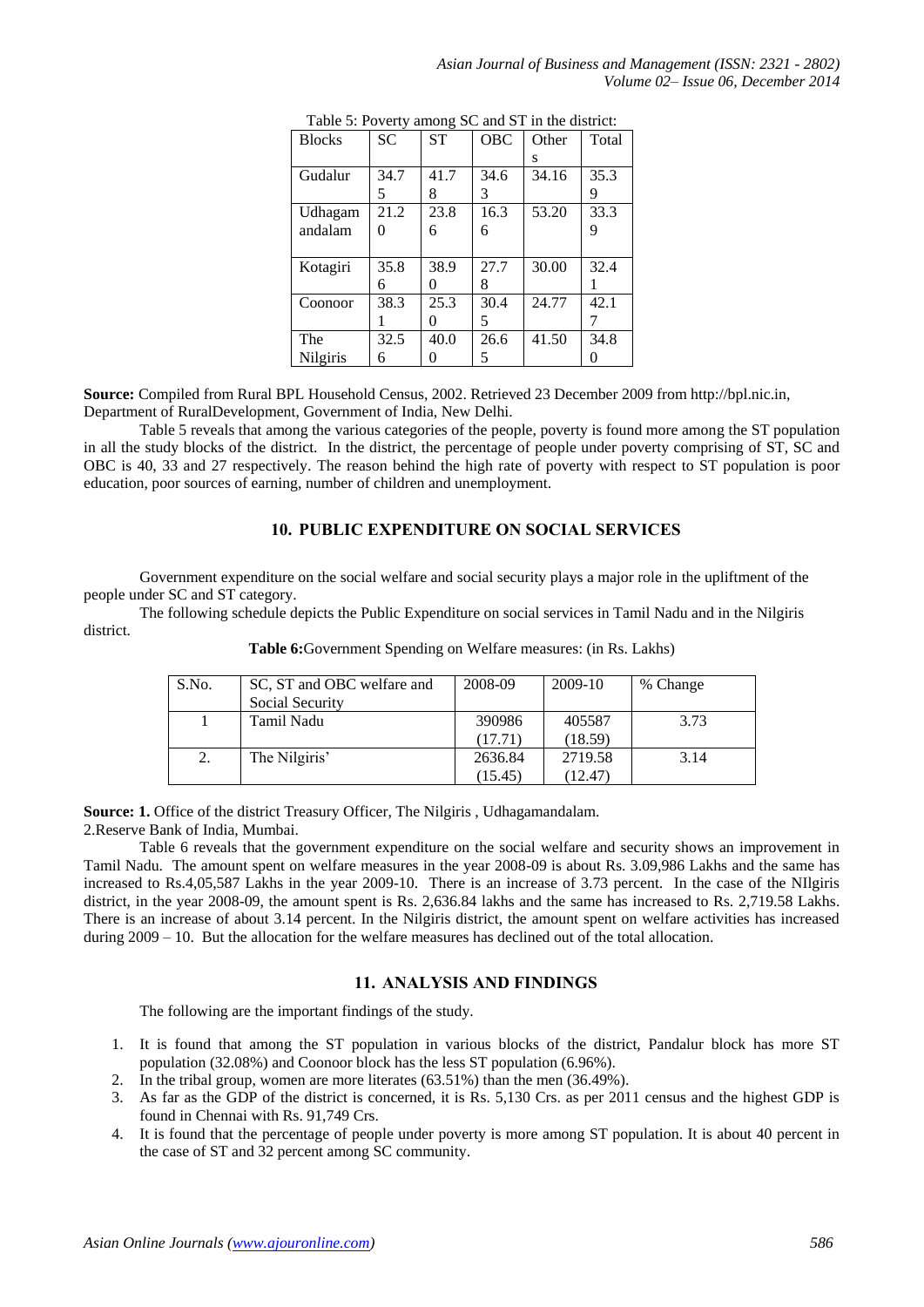Table 5: Poverty among SC and ST in the district:

| Blocks | SC | ST | OBC | Others | Total |
|---|---|---|---|---|---|
| Gudalur | 34.75 | 41.78 | 34.63 | 34.16 | 35.39 |
| Udhagamandalam | 21.20 | 23.86 | 16.36 | 53.20 | 33.39 |
| Kotagiri | 35.86 | 38.90 | 27.78 | 30.00 | 32.41 |
| Coonoor | 38.31 | 25.30 | 30.45 | 24.77 | 42.17 |
| The Nilgiris | 32.56 | 40.00 | 26.65 | 41.50 | 34.80 |

**Source:** Compiled from Rural BPL Household Census, 2002. Retrieved 23 December 2009 from http://bpl.nic.in, Department of RuralDevelopment, Government of India, New Delhi.

Table 5 reveals that among the various categories of the people, poverty is found more among the ST population in all the study blocks of the district. In the district, the percentage of people under poverty comprising of ST, SC and OBC is 40, 33 and 27 respectively. The reason behind the high rate of poverty with respect to ST population is poor education, poor sources of earning, number of children and unemployment.

## 10. PUBLIC EXPENDITURE ON SOCIAL SERVICES

Government expenditure on the social welfare and social security plays a major role in the upliftment of the people under SC and ST category.

The following schedule depicts the Public Expenditure on social services in Tamil Nadu and in the Nilgiris district.

**Table 6:**Government Spending on Welfare measures: (in Rs. Lakhs)

| S.No. | SC, ST and OBC welfare and Social Security | 2008-09 | 2009-10 | % Change |
|---|---|---|---|---|
| 1 | Tamil Nadu | 390986 (17.71) | 405587 (18.59) | 3.73 |
| 2. | The Nilgiris' | 2636.84 (15.45) | 2719.58 (12.47) | 3.14 |

**Source: 1.** Office of the district Treasury Officer, The Nilgiris , Udhagamandalam.
2.Reserve Bank of India, Mumbai.

Table 6 reveals that the government expenditure on the social welfare and security shows an improvement in Tamil Nadu. The amount spent on welfare measures in the year 2008-09 is about Rs. 3.09,986 Lakhs and the same has increased to Rs.4,05,587 Lakhs in the year 2009-10. There is an increase of 3.73 percent. In the case of the NIlgiris district, in the year 2008-09, the amount spent is Rs. 2,636.84 lakhs and the same has increased to Rs. 2,719.58 Lakhs. There is an increase of about 3.14 percent. In the Nilgiris district, the amount spent on welfare activities has increased during 2009 – 10. But the allocation for the welfare measures has declined out of the total allocation.

## 11. ANALYSIS AND FINDINGS

The following are the important findings of the study.

1. It is found that among the ST population in various blocks of the district, Pandalur block has more ST population (32.08%) and Coonoor block has the less ST population (6.96%).
2. In the tribal group, women are more literates (63.51%) than the men (36.49%).
3. As far as the GDP of the district is concerned, it is Rs. 5,130 Crs. as per 2011 census and the highest GDP is found in Chennai with Rs. 91,749 Crs.
4. It is found that the percentage of people under poverty is more among ST population. It is about 40 percent in the case of ST and 32 percent among SC community.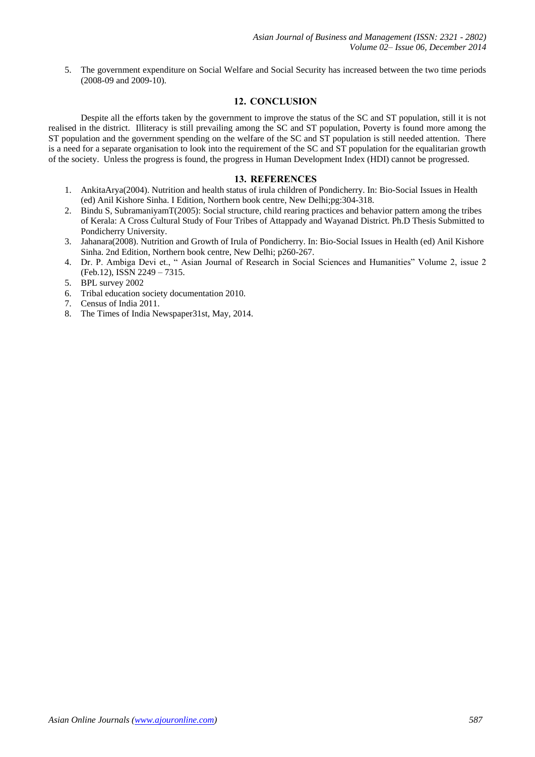5. The government expenditure on Social Welfare and Social Security has increased between the two time periods (2008-09 and 2009-10).

## 12. CONCLUSION

Despite all the efforts taken by the government to improve the status of the SC and ST population, still it is not realised in the district. Illiteracy is still prevailing among the SC and ST population, Poverty is found more among the ST population and the government spending on the welfare of the SC and ST population is still needed attention. There is a need for a separate organisation to look into the requirement of the SC and ST population for the equalitarian growth of the society. Unless the progress is found, the progress in Human Development Index (HDI) cannot be progressed.

## 13. REFERENCES

1. AnkitaArya(2004). Nutrition and health status of irula children of Pondicherry. In: Bio-Social Issues in Health (ed) Anil Kishore Sinha. I Edition, Northern book centre, New Delhi;pg:304-318.
2. Bindu S, SubramaniyamT(2005): Social structure, child rearing practices and behavior pattern among the tribes of Kerala: A Cross Cultural Study of Four Tribes of Attappady and Wayanad District. Ph.D Thesis Submitted to Pondicherry University.
3. Jahanara(2008). Nutrition and Growth of Irula of Pondicherry. In: Bio-Social Issues in Health (ed) Anil Kishore Sinha. 2nd Edition, Northern book centre, New Delhi; p260-267.
4. Dr. P. Ambiga Devi et., " Asian Journal of Research in Social Sciences and Humanities" Volume 2, issue 2 (Feb.12), ISSN 2249 – 7315.
5. BPL survey 2002
6. Tribal education society documentation 2010.
7. Census of India 2011.
8. The Times of India Newspaper31st, May, 2014.